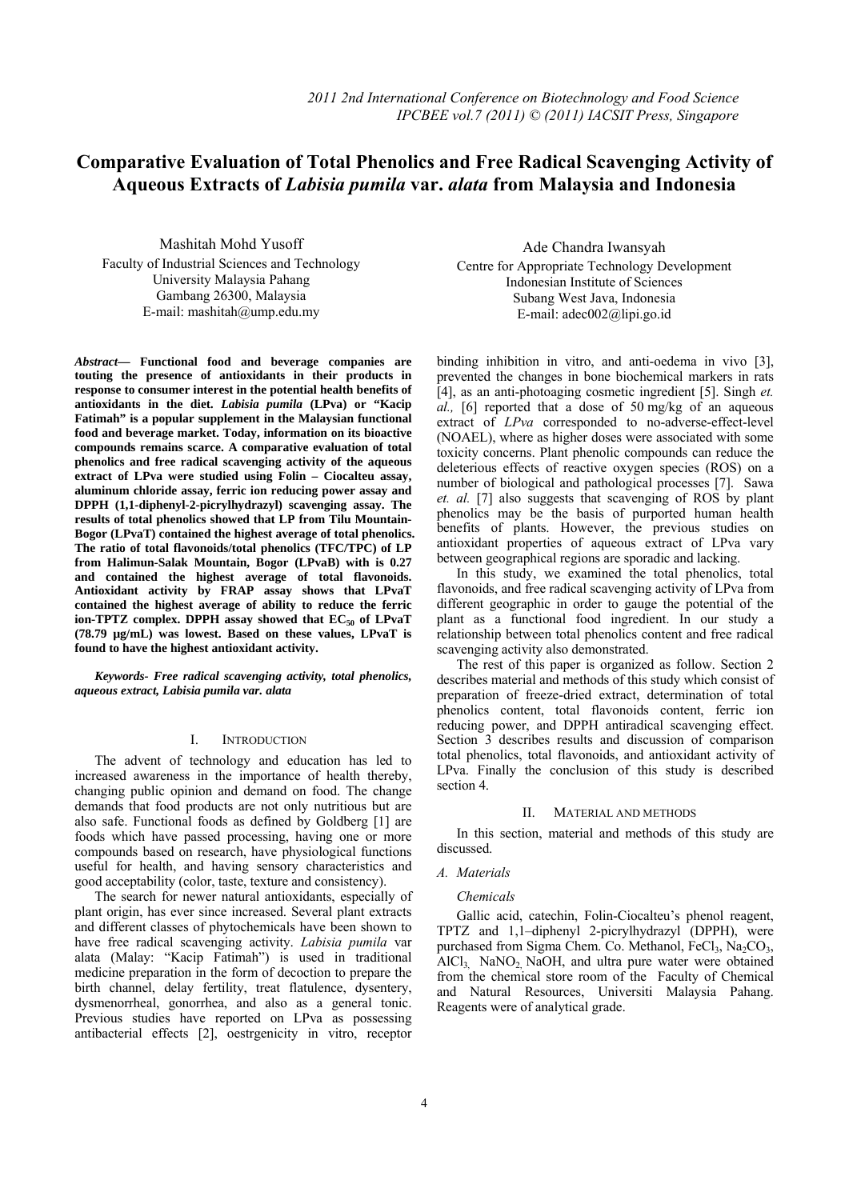# Comparative Evaluation of Total Phenolics and Free Radical Scavenging Activity of Aqueous Extracts of *Labisia pumila* var. *alata* from Malaysia and Indonesia

Mashitah Mohd Yusoff
Faculty of Industrial Sciences and Technology
University Malaysia Pahang
Gambang 26300, Malaysia
E-mail: mashitah@ump.edu.my

Ade Chandra Iwansyah
Centre for Appropriate Technology Development
Indonesian Institute of Sciences
Subang West Java, Indonesia
E-mail: adec002@lipi.go.id

***Abstract*— Functional food and beverage companies are touting the presence of antioxidants in their products in response to consumer interest in the potential health benefits of antioxidants in the diet. *Labisia pumila* (LPva) or "Kacip Fatimah" is a popular supplement in the Malaysian functional food and beverage market. Today, information on its bioactive compounds remains scarce. A comparative evaluation of total phenolics and free radical scavenging activity of the aqueous extract of LPva were studied using Folin – Ciocalteu assay, aluminum chloride assay, ferric ion reducing power assay and DPPH (1,1-diphenyl-2-picrylhydrazyl) scavenging assay. The results of total phenolics showed that LP from Tilu Mountain-Bogor (LPvaT) contained the highest average of total phenolics. The ratio of total flavonoids/total phenolics (TFC/TPC) of LP from Halimun-Salak Mountain, Bogor (LPvaB) with is 0.27 and contained the highest average of total flavonoids. Antioxidant activity by FRAP assay shows that LPvaT contained the highest average of ability to reduce the ferric ion-TPTZ complex. DPPH assay showed that $EC_{50}$ of LPvaT (78.79 µg/mL) was lowest. Based on these values, LPvaT is found to have the highest antioxidant activity.**

***Keywords- Free radical scavenging activity, total phenolics, aqueous extract, Labisia pumila var. alata***

## I. Introduction

The advent of technology and education has led to increased awareness in the importance of health thereby, changing public opinion and demand on food. The change demands that food products are not only nutritious but are also safe. Functional foods as defined by Goldberg [1] are foods which have passed processing, having one or more compounds based on research, have physiological functions useful for health, and having sensory characteristics and good acceptability (color, taste, texture and consistency).

The search for newer natural antioxidants, especially of plant origin, has ever since increased. Several plant extracts and different classes of phytochemicals have been shown to have free radical scavenging activity. *Labisia pumila* var alata (Malay: "Kacip Fatimah") is used in traditional medicine preparation in the form of decoction to prepare the birth channel, delay fertility, treat flatulence, dysentery, dysmenorrheal, gonorrhea, and also as a general tonic. Previous studies have reported on LPva as possessing antibacterial effects [2], oestrgenicity in vitro, receptor binding inhibition in vitro, and anti-oedema in vivo [3], prevented the changes in bone biochemical markers in rats [4], as an anti-photoaging cosmetic ingredient [5]. Singh *et al.,* [6] reported that a dose of 50 mg/kg of an aqueous extract of *LPva* corresponded to no-adverse-effect-level (NOAEL), where as higher doses were associated with some toxicity concerns. Plant phenolic compounds can reduce the deleterious effects of reactive oxygen species (ROS) on a number of biological and pathological processes [7]. Sawa *et. al.* [7] also suggests that scavenging of ROS by plant phenolics may be the basis of purported human health benefits of plants. However, the previous studies on antioxidant properties of aqueous extract of LPva vary between geographical regions are sporadic and lacking.

In this study, we examined the total phenolics, total flavonoids, and free radical scavenging activity of LPva from different geographic in order to gauge the potential of the plant as a functional food ingredient. In our study a relationship between total phenolics content and free radical scavenging activity also demonstrated.

The rest of this paper is organized as follow. Section 2 describes material and methods of this study which consist of preparation of freeze-dried extract, determination of total phenolics content, total flavonoids content, ferric ion reducing power, and DPPH antiradical scavenging effect. Section 3 describes results and discussion of comparison total phenolics, total flavonoids, and antioxidant activity of LPva. Finally the conclusion of this study is described section 4.

## II. Material and methods

In this section, material and methods of this study are discussed.

### *A. Materials*

*Chemicals*

Gallic acid, catechin, Folin-Ciocalteu's phenol reagent, TPTZ and 1,1–diphenyl 2-picrylhydrazyl (DPPH), were purchased from Sigma Chem. Co. Methanol, $FeCl_3$, $Na_2CO_3$, $AlCl_3$, $NaNO_2$, NaOH, and ultra pure water were obtained from the chemical store room of the Faculty of Chemical and Natural Resources, Universiti Malaysia Pahang. Reagents were of analytical grade.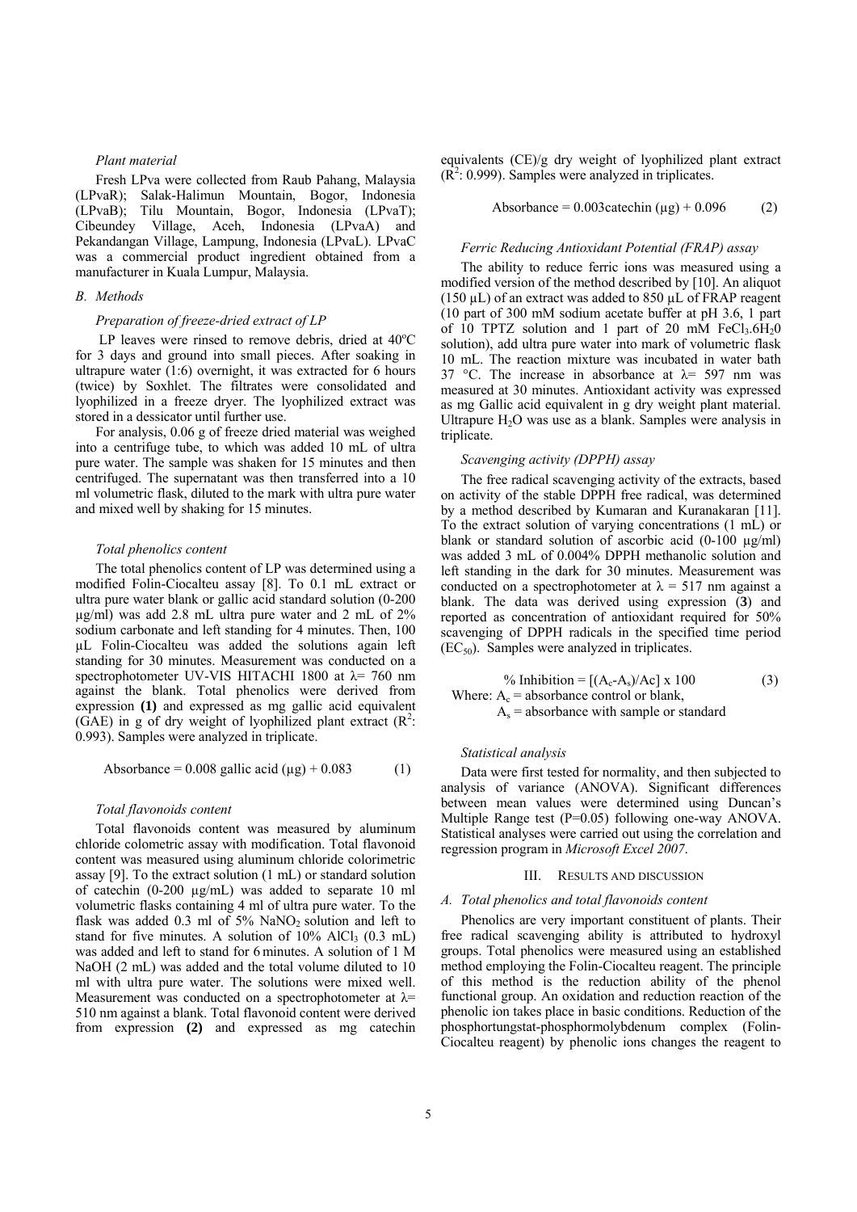*Plant material*

Fresh LPva were collected from Raub Pahang, Malaysia (LPvaR); Salak-Halimun Mountain, Bogor, Indonesia (LPvaB); Tilu Mountain, Bogor, Indonesia (LPvaT); Cibeundey Village, Aceh, Indonesia (LPvaA) and Pekandangan Village, Lampung, Indonesia (LPvaL). LPvaC was a commercial product ingredient obtained from a manufacturer in Kuala Lumpur, Malaysia.

### B. Methods

*Preparation of freeze-dried extract of LP*

LP leaves were rinsed to remove debris, dried at 40ºC for 3 days and ground into small pieces. After soaking in ultrapure water (1:6) overnight, it was extracted for 6 hours (twice) by Soxhlet. The filtrates were consolidated and lyophilized in a freeze dryer. The lyophilized extract was stored in a dessicator until further use.

For analysis, 0.06 g of freeze dried material was weighed into a centrifuge tube, to which was added 10 mL of ultra pure water. The sample was shaken for 15 minutes and then centrifuged. The supernatant was then transferred into a 10 ml volumetric flask, diluted to the mark with ultra pure water and mixed well by shaking for 15 minutes.

*Total phenolics content*

The total phenolics content of LP was determined using a modified Folin-Ciocalteu assay [8]. To 0.1 mL extract or ultra pure water blank or gallic acid standard solution (0-200 µg/ml) was add 2.8 mL ultra pure water and 2 mL of 2% sodium carbonate and left standing for 4 minutes. Then, 100 µL Folin-Ciocalteu was added the solutions again left standing for 30 minutes. Measurement was conducted on a spectrophotometer UV-VIS HITACHI 1800 at $\lambda$= 760 nm against the blank. Total phenolics were derived from expression **(1)** and expressed as mg gallic acid equivalent (GAE) in g of dry weight of lyophilized plant extract ($R^2$: 0.993). Samples were analyzed in triplicate.

$$\text{Absorbance} = 0.008 \text{ gallic acid } (\mu g) + 0.083 \qquad (1)$$

*Total flavonoids content*

Total flavonoids content was measured by aluminum chloride colometric assay with modification. Total flavonoid content was measured using aluminum chloride colorimetric assay [9]. To the extract solution (1 mL) or standard solution of catechin (0-200 µg/mL) was added to separate 10 ml volumetric flasks containing 4 ml of ultra pure water. To the flask was added 0.3 ml of 5% $NaNO_2$ solution and left to stand for five minutes. A solution of 10% $AlCl_3$ (0.3 mL) was added and left to stand for 6 minutes. A solution of 1 M NaOH (2 mL) was added and the total volume diluted to 10 ml with ultra pure water. The solutions were mixed well. Measurement was conducted on a spectrophotometer at $\lambda$= 510 nm against a blank. Total flavonoid content were derived from expression **(2)** and expressed as mg catechin equivalents (CE)/g dry weight of lyophilized plant extract ($R^2$: 0.999). Samples were analyzed in triplicates.

$$\text{Absorbance} = 0.003\text{catechin } (\mu g) + 0.096 \qquad (2)$$

*Ferric Reducing Antioxidant Potential (FRAP) assay*

The ability to reduce ferric ions was measured using a modified version of the method described by [10]. An aliquot (150 µL) of an extract was added to 850 µL of FRAP reagent (10 part of 300 mM sodium acetate buffer at pH 3.6, 1 part of 10 TPTZ solution and 1 part of 20 mM $FeCl_3.6H_20$ solution), add ultra pure water into mark of volumetric flask 10 mL. The reaction mixture was incubated in water bath 37 °C. The increase in absorbance at $\lambda$= 597 nm was measured at 30 minutes. Antioxidant activity was expressed as mg Gallic acid equivalent in g dry weight plant material. Ultrapure $H_2O$ was use as a blank. Samples were analysis in triplicate.

*Scavenging activity (DPPH) assay*

The free radical scavenging activity of the extracts, based on activity of the stable DPPH free radical, was determined by a method described by Kumaran and Kuranakaran [11]. To the extract solution of varying concentrations (1 mL) or blank or standard solution of ascorbic acid (0-100 µg/ml) was added 3 mL of 0.004% DPPH methanolic solution and left standing in the dark for 30 minutes. Measurement was conducted on a spectrophotometer at $\lambda$ = 517 nm against a blank. The data was derived using expression (**3**) and reported as concentration of antioxidant required for 50% scavenging of DPPH radicals in the specified time period ($EC_{50}$). Samples were analyzed in triplicates.

$$\% \text{ Inhibition} = [(A_c\text{-}A_s)/Ac] \times 100 \qquad (3)$$

Where: $A_c$ = absorbance control or blank,
$A_s$ = absorbance with sample or standard

*Statistical analysis*

Data were first tested for normality, and then subjected to analysis of variance (ANOVA). Significant differences between mean values were determined using Duncan's Multiple Range test (P=0.05) following one-way ANOVA. Statistical analyses were carried out using the correlation and regression program in *Microsoft Excel 2007*.

## III. Results and Discussion

### A. Total phenolics and total flavonoids content

Phenolics are very important constituent of plants. Their free radical scavenging ability is attributed to hydroxyl groups. Total phenolics were measured using an established method employing the Folin-Ciocalteu reagent. The principle of this method is the reduction ability of the phenol functional group. An oxidation and reduction reaction of the phenolic ion takes place in basic conditions. Reduction of the phosphortungstat-phosphormolybdenum complex (Folin-Ciocalteu reagent) by phenolic ions changes the reagent to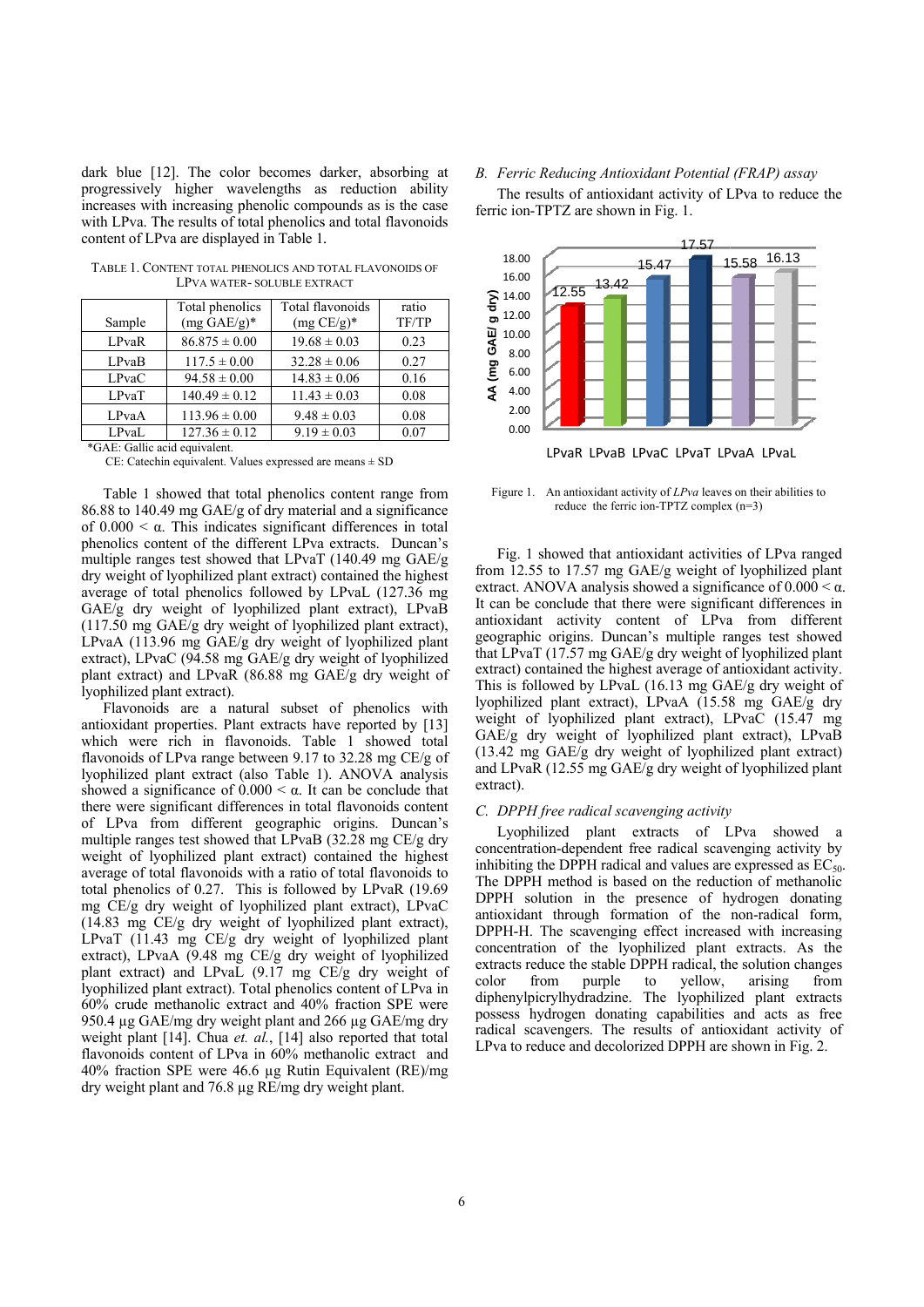dark blue [12]. The color becomes darker, absorbing at progressively higher wavelengths as reduction ability increases with increasing phenolic compounds as is the case with LPva. The results of total phenolics and total flavonoids content of LPva are displayed in Table 1.

TABLE 1. CONTENT TOTAL PHENOLICS AND TOTAL FLAVONOIDS OF LPVA WATER- SOLUBLE EXTRACT

| Sample | Total phenolics (mg GAE/g)* | Total flavonoids (mg CE/g)* | ratio TF/TP |
|---|---|---|---|
| LPvaR | 86.875 ± 0.00 | 19.68 ± 0.03 | 0.23 |
| LPvaB | 117.5 ± 0.00 | 32.28 ± 0.06 | 0.27 |
| LPvaC | 94.58 ± 0.00 | 14.83 ± 0.06 | 0.16 |
| LPvaT | 140.49 ± 0.12 | 11.43 ± 0.03 | 0.08 |
| LPvaA | 113.96 ± 0.00 | 9.48 ± 0.03 | 0.08 |
| LPvaL | 127.36 ± 0.12 | 9.19 ± 0.03 | 0.07 |

*GAE: Gallic acid equivalent.
CE: Catechin equivalent. Values expressed are means ± SD

Table 1 showed that total phenolics content range from 86.88 to 140.49 mg GAE/g of dry material and a significance of $0.000 < \alpha$. This indicates significant differences in total phenolics content of the different LPva extracts. Duncan's multiple ranges test showed that LPvaT (140.49 mg GAE/g dry weight of lyophilized plant extract) contained the highest average of total phenolics followed by LPvaL (127.36 mg GAE/g dry weight of lyophilized plant extract), LPvaB (117.50 mg GAE/g dry weight of lyophilized plant extract), LPvaA (113.96 mg GAE/g dry weight of lyophilized plant extract), LPvaC (94.58 mg GAE/g dry weight of lyophilized plant extract) and LPvaR (86.88 mg GAE/g dry weight of lyophilized plant extract).

Flavonoids are a natural subset of phenolics with antioxidant properties. Plant extracts have reported by [13] which were rich in flavonoids. Table 1 showed total flavonoids of LPva range between 9.17 to 32.28 mg CE/g of lyophilized plant extract (also Table 1). ANOVA analysis showed a significance of $0.000 < \alpha$. It can be conclude that there were significant differences in total flavonoids content of LPva from different geographic origins. Duncan's multiple ranges test showed that LPvaB (32.28 mg CE/g dry weight of lyophilized plant extract) contained the highest average of total flavonoids with a ratio of total flavonoids to total phenolics of 0.27. This is followed by LPvaR (19.69 mg CE/g dry weight of lyophilized plant extract), LPvaC (14.83 mg CE/g dry weight of lyophilized plant extract), LPvaT (11.43 mg CE/g dry weight of lyophilized plant extract), LPvaA (9.48 mg CE/g dry weight of lyophilized plant extract) and LPvaL (9.17 mg CE/g dry weight of lyophilized plant extract). Total phenolics content of LPva in 60% crude methanolic extract and 40% fraction SPE were 950.4 µg GAE/mg dry weight plant and 266 µg GAE/mg dry weight plant [14]. Chua *et. al.*, [14] also reported that total flavonoids content of LPva in 60% methanolic extract and 40% fraction SPE were 46.6 µg Rutin Equivalent (RE)/mg dry weight plant and 76.8 µg RE/mg dry weight plant.

## *B. Ferric Reducing Antioxidant Potential (FRAP) assay*

The results of antioxidant activity of LPva to reduce the ferric ion-TPTZ are shown in Fig. 1.

Figure 1. An antioxidant activity of *LPva* leaves on their abilities to reduce the ferric ion-TPTZ complex (n=3)

Fig. 1 showed that antioxidant activities of LPva ranged from 12.55 to 17.57 mg GAE/g weight of lyophilized plant extract. ANOVA analysis showed a significance of $0.000 < \alpha$. It can be conclude that there were significant differences in antioxidant activity content of LPva from different geographic origins. Duncan's multiple ranges test showed that LPvaT (17.57 mg GAE/g dry weight of lyophilized plant extract) contained the highest average of antioxidant activity. This is followed by LPvaL (16.13 mg GAE/g dry weight of lyophilized plant extract), LPvaA (15.58 mg GAE/g dry weight of lyophilized plant extract), LPvaC (15.47 mg GAE/g dry weight of lyophilized plant extract), LPvaB (13.42 mg GAE/g dry weight of lyophilized plant extract) and LPvaR (12.55 mg GAE/g dry weight of lyophilized plant extract).

## *C. DPPH free radical scavenging activity*

Lyophilized plant extracts of LPva showed a concentration-dependent free radical scavenging activity by inhibiting the DPPH radical and values are expressed as $EC_{50}$. The DPPH method is based on the reduction of methanolic DPPH solution in the presence of hydrogen donating antioxidant through formation of the non-radical form, DPPH-H. The scavenging effect increased with increasing concentration of the lyophilized plant extracts. As the extracts reduce the stable DPPH radical, the solution changes color from purple to yellow, arising from diphenylpicrylhydradzine. The lyophilized plant extracts possess hydrogen donating capabilities and acts as free radical scavengers. The results of antioxidant activity of LPva to reduce and decolorized DPPH are shown in Fig. 2.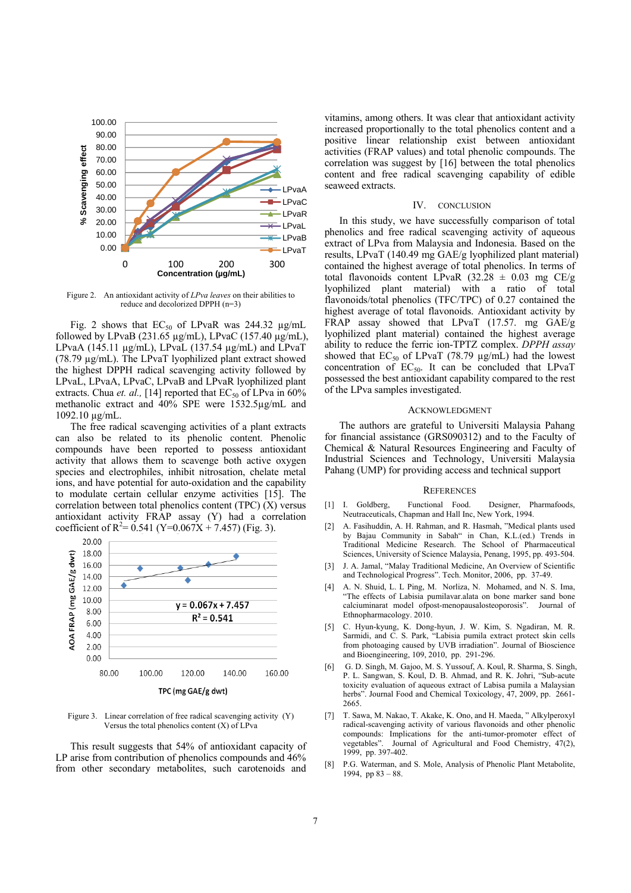Figure 2. An antioxidant activity of *LPva leaves* on their abilities to reduce and decolorized DPPH (n=3)

Fig. 2 shows that $EC_{50}$ of LPvaR was 244.32 µg/mL followed by LPvaB (231.65 µg/mL), LPvaC (157.40 µg/mL), LPvaA (145.11 µg/mL), LPvaL (137.54 µg/mL) and LPvaT (78.79 µg/mL). The LPvaT lyophilized plant extract showed the highest DPPH radical scavenging activity followed by LPvaL, LPvaA, LPvaC, LPvaB and LPvaR lyophilized plant extracts. Chua *et. al.,* [14] reported that $EC_{50}$ of LPva in 60% methanolic extract and 40% SPE were 1532.5µg/mL and 1092.10 µg/mL.

The free radical scavenging activities of a plant extracts can also be related to its phenolic content. Phenolic compounds have been reported to possess antioxidant activity that allows them to scavenge both active oxygen species and electrophiles, inhibit nitrosation, chelate metal ions, and have potential for auto-oxidation and the capability to modulate certain cellular enzyme activities [15]. The correlation between total phenolics content (TPC) (X) versus antioxidant activity FRAP assay (Y) had a correlation coefficient of $R^2$= 0.541 (Y=0.067X + 7.457) (Fig. 3).

Figure 3. Linear correlation of free radical scavenging activity (Y) Versus the total phenolics content (X) of LPva

This result suggests that 54% of antioxidant capacity of LP arise from contribution of phenolics compounds and 46% from other secondary metabolites, such carotenoids and vitamins, among others. It was clear that antioxidant activity increased proportionally to the total phenolics content and a positive linear relationship exist between antioxidant activities (FRAP values) and total phenolic compounds. The correlation was suggest by [16] between the total phenolics content and free radical scavenging capability of edible seaweed extracts.

## IV. CONCLUSION

In this study, we have successfully comparison of total phenolics and free radical scavenging activity of aqueous extract of LPva from Malaysia and Indonesia. Based on the results, LPvaT (140.49 mg GAE/g lyophilized plant material) contained the highest average of total phenolics. In terms of total flavonoids content LPvaR (32.28 ± 0.03 mg CE/g lyophilized plant material) with a ratio of total flavonoids/total phenolics (TFC/TPC) of 0.27 contained the highest average of total flavonoids. Antioxidant activity by FRAP assay showed that LPvaT (17.57. mg GAE/g lyophilized plant material) contained the highest average ability to reduce the ferric ion-TPTZ complex. *DPPH assay* showed that $EC_{50}$ of LPvaT (78.79 µg/mL) had the lowest concentration of $EC_{50}$. It can be concluded that LPvaT possessed the best antioxidant capability compared to the rest of the LPva samples investigated.

## ACKNOWLEDGMENT

The authors are grateful to Universiti Malaysia Pahang for financial assistance (GRS090312) and to the Faculty of Chemical & Natural Resources Engineering and Faculty of Industrial Sciences and Technology, Universiti Malaysia Pahang (UMP) for providing access and technical support

## REFERENCES

[1] I. Goldberg, Functional Food. Designer, Pharmafoods, Neutraceuticals, Chapman and Hall Inc, New York, 1994.

[2] A. Fasihuddin, A. H. Rahman, and R. Hasmah, "Medical plants used by Bajau Community in Sabah" in Chan, K.L.(ed.) Trends in Traditional Medicine Research. The School of Pharmaceutical Sciences, University of Science Malaysia, Penang, 1995, pp. 493-504.

[3] J. A. Jamal, "Malay Traditional Medicine, An Overview of Scientific and Technological Progress". Tech. Monitor, 2006, pp. 37-49.

[4] A. N. Shuid, L. L Ping, M. Norliza, N. Mohamed, and N. S. Ima, "The effects of Labisia pumilavar.alata on bone marker sand bone calciuminarat model ofpost-menopausalosteoporosis". Journal of Ethnopharmacology. 2010.

[5] C. Hyun-kyung, K. Dong-hyun, J. W. Kim, S. Ngadiran, M. R. Sarmidi, and C. S. Park, "Labisia pumila extract protect skin cells from photoaging caused by UVB irradiation". Journal of Bioscience and Bioengineering, 109, 2010, pp. 291-296.

[6] G. D. Singh, M. Gajoo, M. S. Yussouf, A. Koul, R. Sharma, S. Singh, P. L. Sangwan, S. Koul, D. B. Ahmad, and R. K. Johri, "Sub-acute toxicity evaluation of aqueous extract of Labisa pumila a Malaysian herbs". Journal Food and Chemical Toxicology, 47, 2009, pp. 2661-2665.

[7] T. Sawa, M. Nakao, T. Akake, K. Ono, and H. Maeda, " Alkylperoxyl radical-scavenging activity of various flavonoids and other phenolic compounds: Implications for the anti-tumor-promoter effect of vegetables". Journal of Agricultural and Food Chemistry, 47(2), 1999, pp. 397-402.

[8] P.G. Waterman, and S. Mole, Analysis of Phenolic Plant Metabolite, 1994, pp 83 – 88.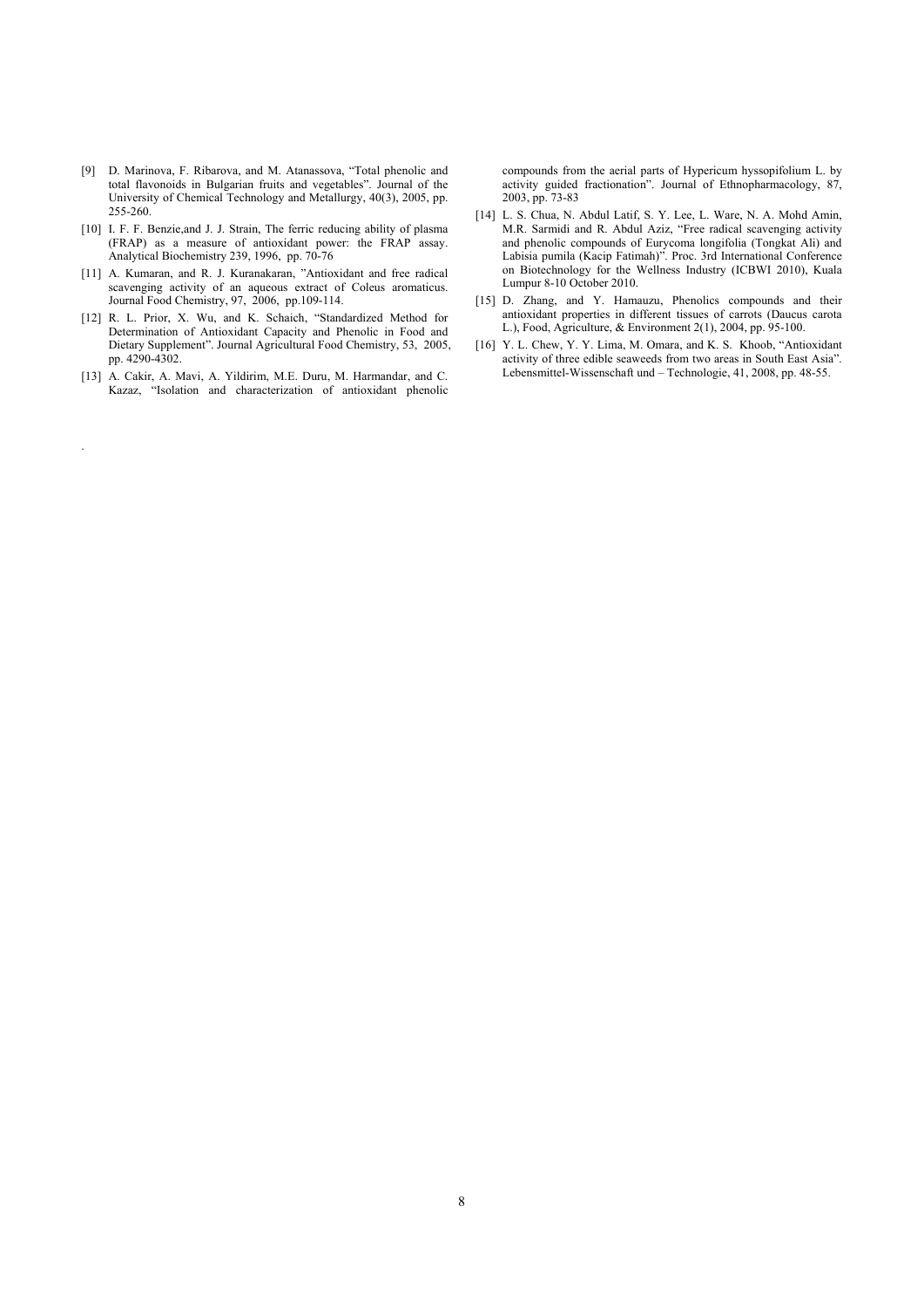[9] D. Marinova, F. Ribarova, and M. Atanassova, "Total phenolic and total flavonoids in Bulgarian fruits and vegetables". Journal of the University of Chemical Technology and Metallurgy, 40(3), 2005, pp. 255-260.

[10] I. F. F. Benzie,and J. J. Strain, The ferric reducing ability of plasma (FRAP) as a measure of antioxidant power: the FRAP assay. Analytical Biochemistry 239, 1996, pp. 70-76

[11] A. Kumaran, and R. J. Kuranakaran, "Antioxidant and free radical scavenging activity of an aqueous extract of Coleus aromaticus. Journal Food Chemistry, 97, 2006, pp.109-114.

[12] R. L. Prior, X. Wu, and K. Schaich, "Standardized Method for Determination of Antioxidant Capacity and Phenolic in Food and Dietary Supplement". Journal Agricultural Food Chemistry, 53, 2005, pp. 4290-4302.

[13] A. Cakir, A. Mavi, A. Yildirim, M.E. Duru, M. Harmandar, and C. Kazaz, "Isolation and characterization of antioxidant phenolic compounds from the aerial parts of Hypericum hyssopifolium L. by activity guided fractionation". Journal of Ethnopharmacology, 87, 2003, pp. 73-83

[14] L. S. Chua, N. Abdul Latif, S. Y. Lee, L. Ware, N. A. Mohd Amin, M.R. Sarmidi and R. Abdul Aziz, "Free radical scavenging activity and phenolic compounds of Eurycoma longifolia (Tongkat Ali) and Labisia pumila (Kacip Fatimah)". Proc. 3rd International Conference on Biotechnology for the Wellness Industry (ICBWI 2010), Kuala Lumpur 8-10 October 2010.

[15] D. Zhang, and Y. Hamauzu, Phenolics compounds and their antioxidant properties in different tissues of carrots (Daucus carota L.), Food, Agriculture, & Environment 2(1), 2004, pp. 95-100.

[16] Y. L. Chew, Y. Y. Lima, M. Omara, and K. S. Khoob, "Antioxidant activity of three edible seaweeds from two areas in South East Asia". Lebensmittel-Wissenschaft und – Technologie, 41, 2008, pp. 48-55.